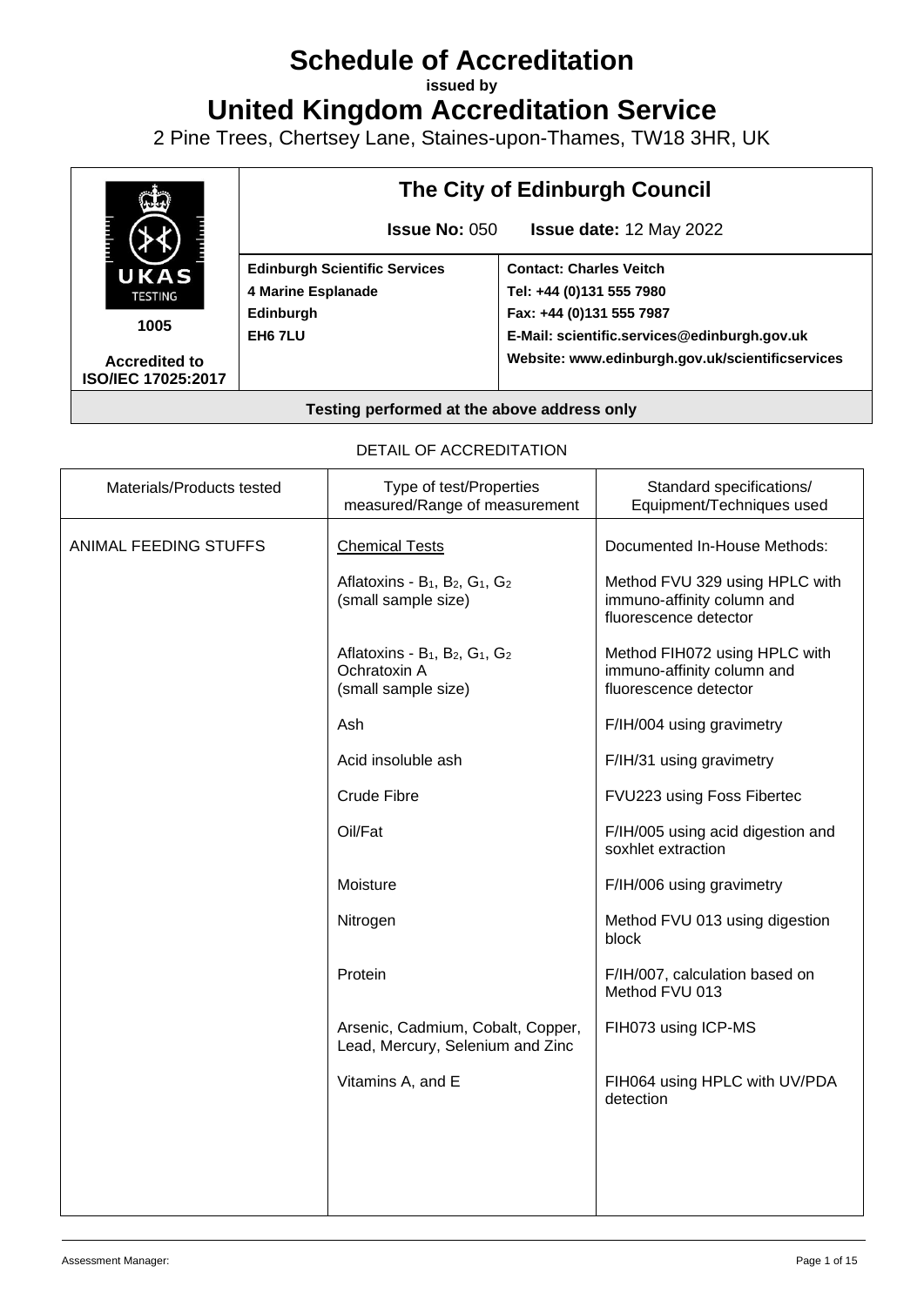# Schedule of Accreditation

**issued by**

# United Kingdom Accreditation Service

2 Pine Trees, Chertsey Lane, Staines-upon-Thames, TW18 3HR, UK

| UKAS TESTING 1005 **Accredited to ISO/IEC 17025:2017** | **The City of Edinburgh Council** | |
|---|---|---|
| | **Issue No:** 050 | **Issue date:** 12 May 2022 |
| | **Edinburgh Scientific Services** **4 Marine Esplanade** **Edinburgh** **EH6 7LU** | **Contact: Charles Veitch** **Tel: +44 (0)131 555 7980** **Fax: +44 (0)131 555 7987** **E-Mail: scientific.services@edinburgh.gov.uk** **Website: www.edinburgh.gov.uk/scientificservices** |

**Testing performed at the above address only**

DETAIL OF ACCREDITATION

| Materials/Products tested | Type of test/Properties measured/Range of measurement | Standard specifications/ Equipment/Techniques used |
|---|---|---|
| ANIMAL FEEDING STUFFS | Chemical Tests | Documented In-House Methods: |
| | Aflatoxins - $B_1$, $B_2$, $G_1$, $G_2$ (small sample size) | Method FVU 329 using HPLC with immuno-affinity column and fluorescence detector |
| | Aflatoxins - $B_1$, $B_2$, $G_1$, $G_2$ Ochratoxin A (small sample size) | Method FIH072 using HPLC with immuno-affinity column and fluorescence detector |
| | Ash | F/IH/004 using gravimetry |
| | Acid insoluble ash | F/IH/31 using gravimetry |
| | Crude Fibre | FVU223 using Foss Fibertec |
| | Oil/Fat | F/IH/005 using acid digestion and soxhlet extraction |
| | Moisture | F/IH/006 using gravimetry |
| | Nitrogen | Method FVU 013 using digestion block |
| | Protein | F/IH/007, calculation based on Method FVU 013 |
| | Arsenic, Cadmium, Cobalt, Copper, Lead, Mercury, Selenium and Zinc | FIH073 using ICP-MS |
| | Vitamins A, and E | FIH064 using HPLC with UV/PDA detection |

Assessment Manager: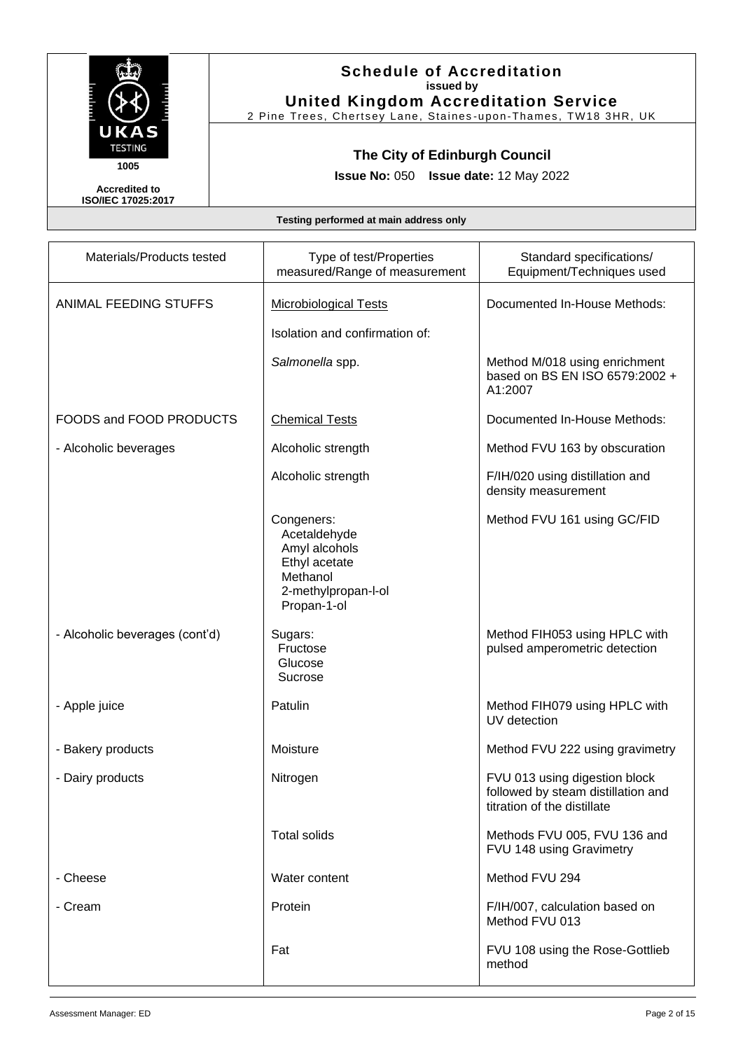# Schedule of Accreditation

**issued by**

**United Kingdom Accreditation Service**

2 Pine Trees, Chertsey Lane, Staines-upon-Thames, TW18 3HR, UK

UKAS TESTING 1005

**Accredited to ISO/IEC 17025:2017**

## The City of Edinburgh Council

**Issue No:** 050 **Issue date:** 12 May 2022

**Testing performed at main address only**

| Materials/Products tested | Type of test/Properties measured/Range of measurement | Standard specifications/ Equipment/Techniques used |
|---|---|---|
| ANIMAL FEEDING STUFFS | Microbiological Tests | Documented In-House Methods: |
| | Isolation and confirmation of: | |
| | *Salmonella* spp. | Method M/018 using enrichment based on BS EN ISO 6579:2002 + A1:2007 |
| FOODS and FOOD PRODUCTS | Chemical Tests | Documented In-House Methods: |
| - Alcoholic beverages | Alcoholic strength | Method FVU 163 by obscuration |
| | Alcoholic strength | F/IH/020 using distillation and density measurement |
| | Congeners:<br>Acetaldehyde<br>Amyl alcohols<br>Ethyl acetate<br>Methanol<br>2-methylpropan-l-ol<br>Propan-1-ol | Method FVU 161 using GC/FID |
| - Alcoholic beverages (cont'd) | Sugars:<br>Fructose<br>Glucose<br>Sucrose | Method FIH053 using HPLC with pulsed amperometric detection |
| - Apple juice | Patulin | Method FIH079 using HPLC with UV detection |
| - Bakery products | Moisture | Method FVU 222 using gravimetry |
| - Dairy products | Nitrogen | FVU 013 using digestion block followed by steam distillation and titration of the distillate |
| | Total solids | Methods FVU 005, FVU 136 and FVU 148 using Gravimetry |
| - Cheese | Water content | Method FVU 294 |
| - Cream | Protein | F/IH/007, calculation based on Method FVU 013 |
| | Fat | FVU 108 using the Rose-Gottlieb method |

Assessment Manager: ED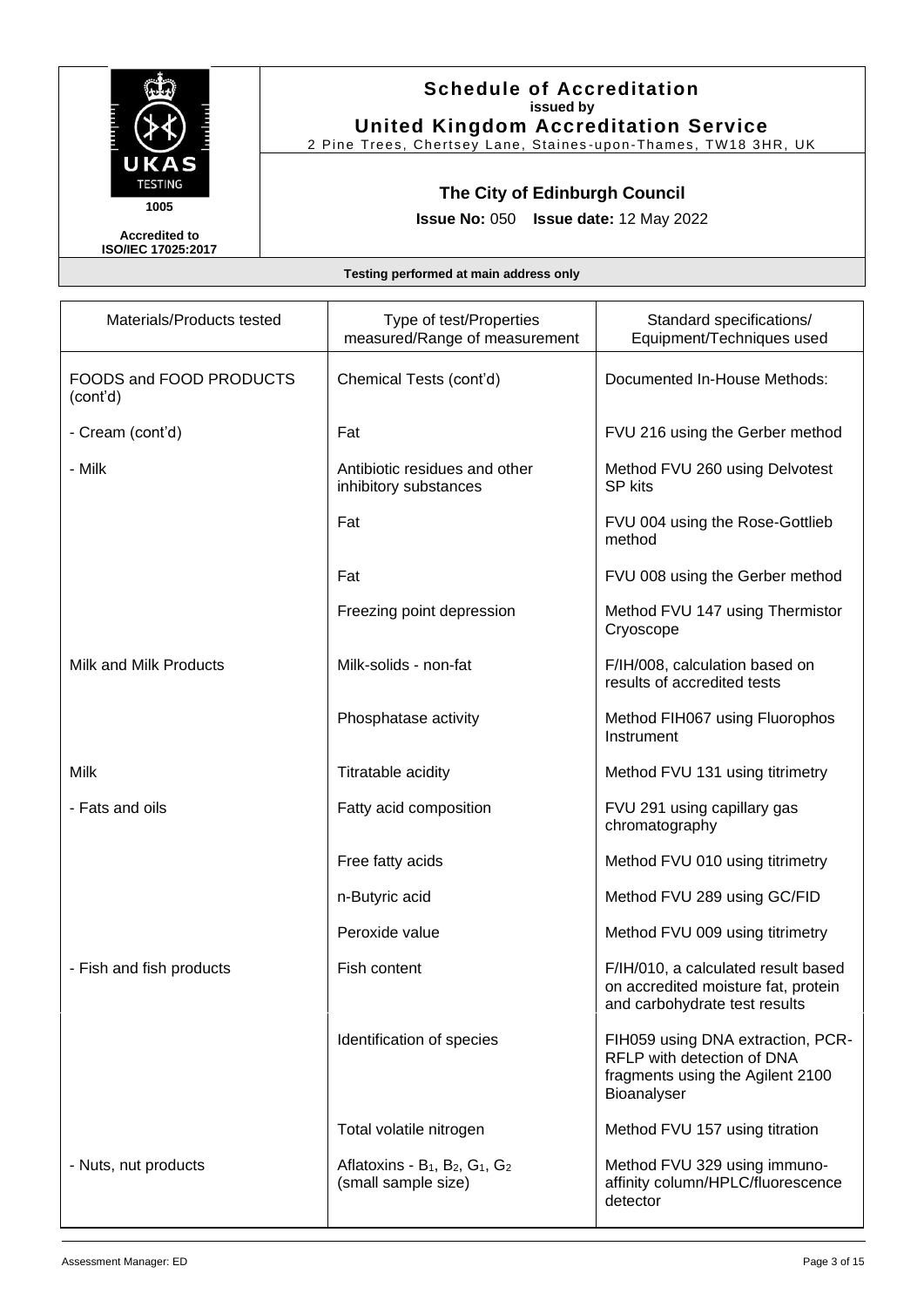# Schedule of Accreditation

**issued by**

**United Kingdom Accreditation Service**

2 Pine Trees, Chertsey Lane, Staines-upon-Thames, TW18 3HR, UK

UKAS TESTING 1005

**Accredited to ISO/IEC 17025:2017**

## The City of Edinburgh Council

**Issue No:** 050 **Issue date:** 12 May 2022

**Testing performed at main address only**

| Materials/Products tested | Type of test/Properties measured/Range of measurement | Standard specifications/ Equipment/Techniques used |
|---|---|---|
| FOODS and FOOD PRODUCTS (cont'd) | Chemical Tests (cont'd) | Documented In-House Methods: |
| - Cream (cont'd) | Fat | FVU 216 using the Gerber method |
| - Milk | Antibiotic residues and other inhibitory substances | Method FVU 260 using Delvotest SP kits |
| | Fat | FVU 004 using the Rose-Gottlieb method |
| | Fat | FVU 008 using the Gerber method |
| | Freezing point depression | Method FVU 147 using Thermistor Cryoscope |
| Milk and Milk Products | Milk-solids - non-fat | F/IH/008, calculation based on results of accredited tests |
| | Phosphatase activity | Method FIH067 using Fluorophos Instrument |
| Milk | Titratable acidity | Method FVU 131 using titrimetry |
| - Fats and oils | Fatty acid composition | FVU 291 using capillary gas chromatography |
| | Free fatty acids | Method FVU 010 using titrimetry |
| | n-Butyric acid | Method FVU 289 using GC/FID |
| | Peroxide value | Method FVU 009 using titrimetry |
| - Fish and fish products | Fish content | F/IH/010, a calculated result based on accredited moisture fat, protein and carbohydrate test results |
| | Identification of species | FIH059 using DNA extraction, PCR-RFLP with detection of DNA fragments using the Agilent 2100 Bioanalyser |
| | Total volatile nitrogen | Method FVU 157 using titration |
| - Nuts, nut products | Aflatoxins - $B_1$, $B_2$, $G_1$, $G_2$ (small sample size) | Method FVU 329 using immuno-affinity column/HPLC/fluorescence detector |

Assessment Manager: ED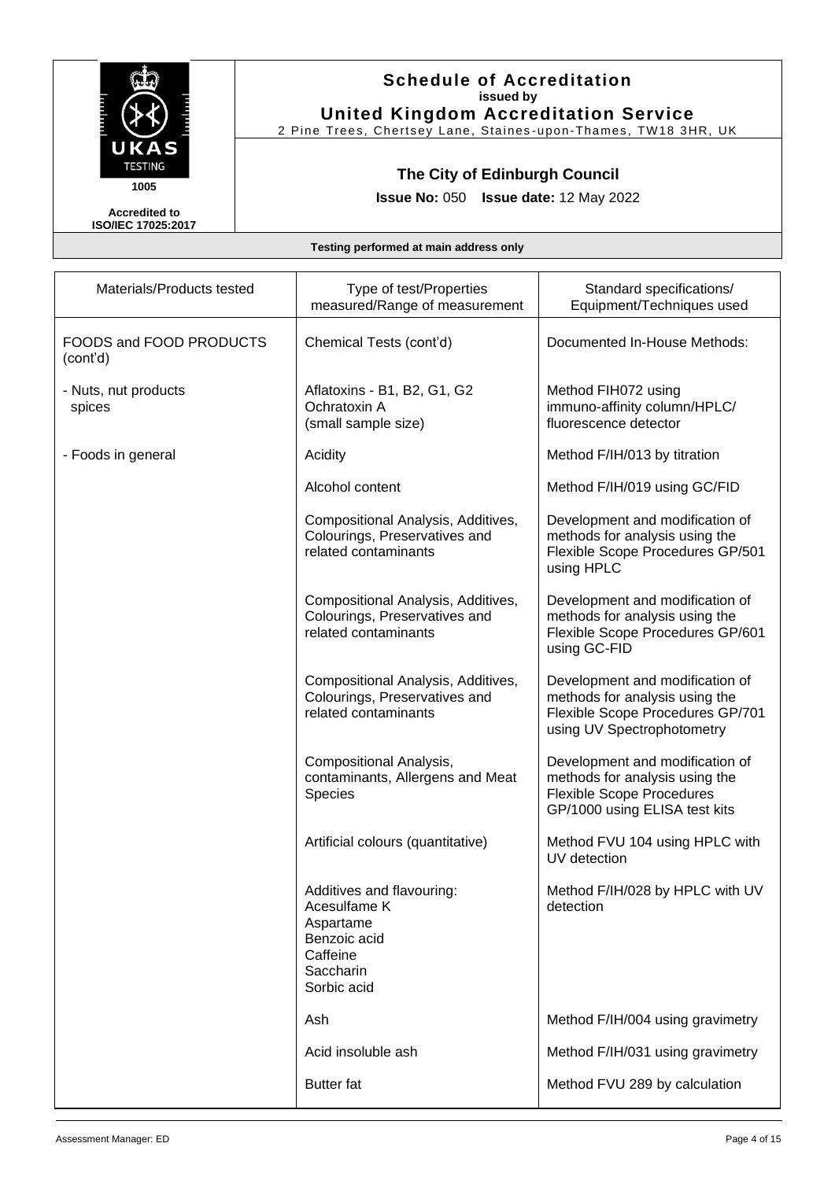# Schedule of Accreditation

**issued by**

**United Kingdom Accreditation Service**

2 Pine Trees, Chertsey Lane, Staines-upon-Thames, TW18 3HR, UK

UKAS TESTING 1005

Accredited to ISO/IEC 17025:2017

## The City of Edinburgh Council

**Issue No:** 050 **Issue date:** 12 May 2022

**Testing performed at main address only**

| Materials/Products tested | Type of test/Properties measured/Range of measurement | Standard specifications/ Equipment/Techniques used |
|---|---|---|
| FOODS and FOOD PRODUCTS (cont'd) | Chemical Tests (cont'd) | Documented In-House Methods: |
| - Nuts, nut products spices | Aflatoxins - B1, B2, G1, G2<br>Ochratoxin A<br>(small sample size) | Method FIH072 using immuno-affinity column/HPLC/ fluorescence detector |
| - Foods in general | Acidity | Method F/IH/013 by titration |
| | Alcohol content | Method F/IH/019 using GC/FID |
| | Compositional Analysis, Additives, Colourings, Preservatives and related contaminants | Development and modification of methods for analysis using the Flexible Scope Procedures GP/501 using HPLC |
| | Compositional Analysis, Additives, Colourings, Preservatives and related contaminants | Development and modification of methods for analysis using the Flexible Scope Procedures GP/601 using GC-FID |
| | Compositional Analysis, Additives, Colourings, Preservatives and related contaminants | Development and modification of methods for analysis using the Flexible Scope Procedures GP/701 using UV Spectrophotometry |
| | Compositional Analysis, contaminants, Allergens and Meat Species | Development and modification of methods for analysis using the Flexible Scope Procedures GP/1000 using ELISA test kits |
| | Artificial colours (quantitative) | Method FVU 104 using HPLC with UV detection |
| | Additives and flavouring:<br>Acesulfame K<br>Aspartame<br>Benzoic acid<br>Caffeine<br>Saccharin<br>Sorbic acid | Method F/IH/028 by HPLC with UV detection |
| | Ash | Method F/IH/004 using gravimetry |
| | Acid insoluble ash | Method F/IH/031 using gravimetry |
| | Butter fat | Method FVU 289 by calculation |

Assessment Manager: ED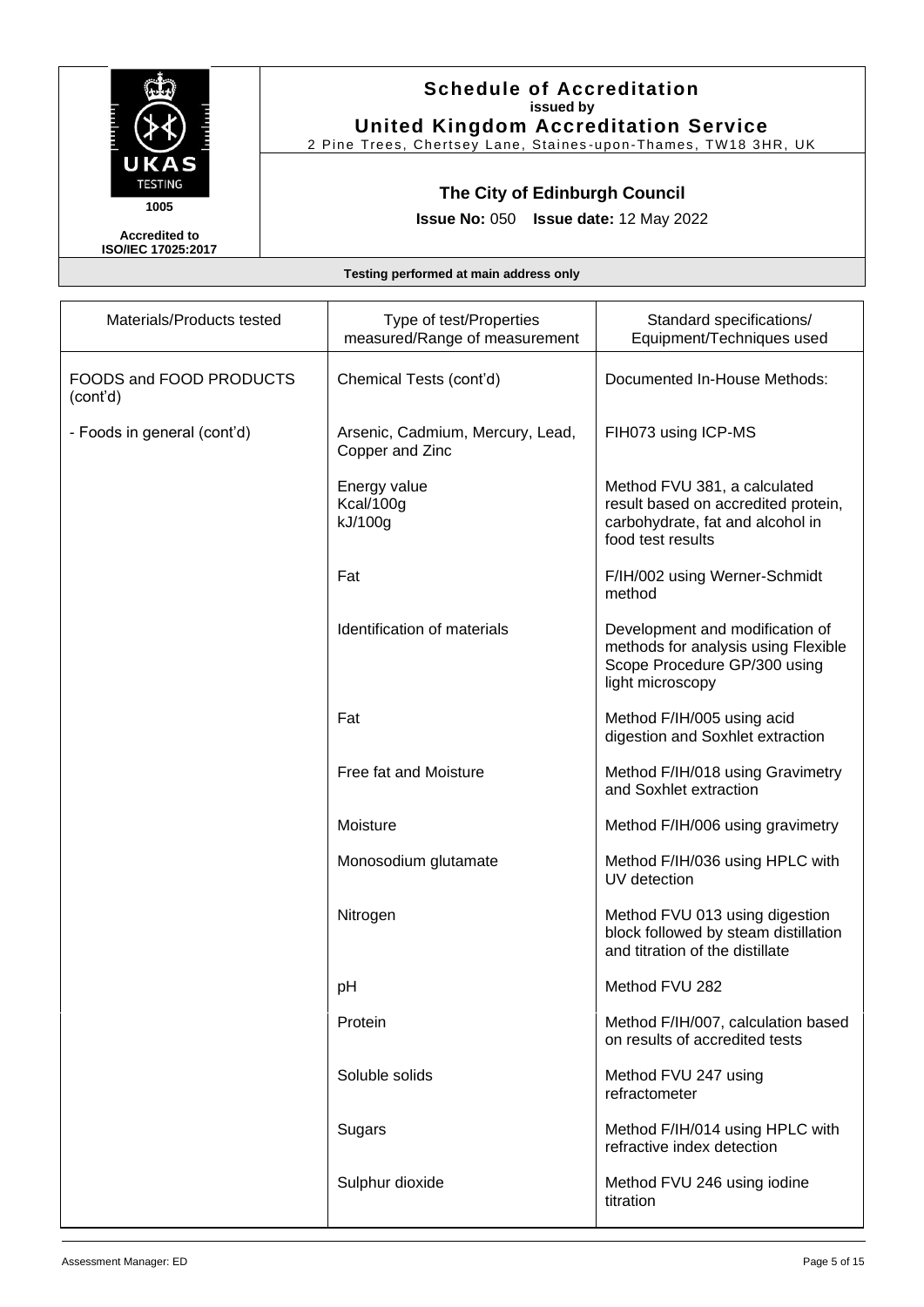# Schedule of Accreditation

**issued by**

**United Kingdom Accreditation Service**

2 Pine Trees, Chertsey Lane, Staines-upon-Thames, TW18 3HR, UK

UKAS TESTING 1005

Accredited to ISO/IEC 17025:2017

## The City of Edinburgh Council

**Issue No:** 050 **Issue date:** 12 May 2022

**Testing performed at main address only**

| Materials/Products tested | Type of test/Properties measured/Range of measurement | Standard specifications/ Equipment/Techniques used |
|---|---|---|
| FOODS and FOOD PRODUCTS (cont'd) | Chemical Tests (cont'd) | Documented In-House Methods: |
| - Foods in general (cont'd) | Arsenic, Cadmium, Mercury, Lead, Copper and Zinc | FIH073 using ICP-MS |
| | Energy value<br>Kcal/100g<br>kJ/100g | Method FVU 381, a calculated result based on accredited protein, carbohydrate, fat and alcohol in food test results |
| | Fat | F/IH/002 using Werner-Schmidt method |
| | Identification of materials | Development and modification of methods for analysis using Flexible Scope Procedure GP/300 using light microscopy |
| | Fat | Method F/IH/005 using acid digestion and Soxhlet extraction |
| | Free fat and Moisture | Method F/IH/018 using Gravimetry and Soxhlet extraction |
| | Moisture | Method F/IH/006 using gravimetry |
| | Monosodium glutamate | Method F/IH/036 using HPLC with UV detection |
| | Nitrogen | Method FVU 013 using digestion block followed by steam distillation and titration of the distillate |
| | pH | Method FVU 282 |
| | Protein | Method F/IH/007, calculation based on results of accredited tests |
| | Soluble solids | Method FVU 247 using refractometer |
| | Sugars | Method F/IH/014 using HPLC with refractive index detection |
| | Sulphur dioxide | Method FVU 246 using iodine titration |

Assessment Manager: ED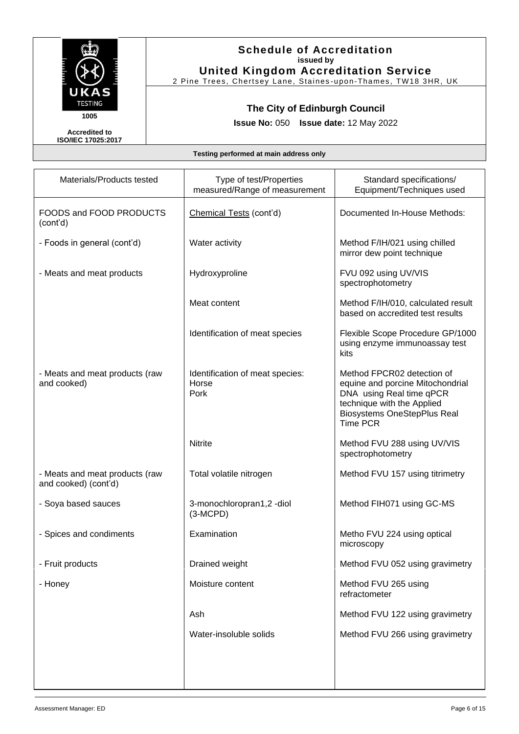**Schedule of Accreditation**
**issued by**
**United Kingdom Accreditation Service**
2 Pine Trees, Chertsey Lane, Staines-upon-Thames, TW18 3HR, UK

UKAS TESTING 1005

**Accredited to ISO/IEC 17025:2017**

## The City of Edinburgh Council

**Issue No:** 050 **Issue date:** 12 May 2022

**Testing performed at main address only**

| Materials/Products tested | Type of test/Properties measured/Range of measurement | Standard specifications/ Equipment/Techniques used |
|---|---|---|
| FOODS and FOOD PRODUCTS (cont'd) | Chemical Tests (cont'd) | Documented In-House Methods: |
| - Foods in general (cont'd) | Water activity | Method F/IH/021 using chilled mirror dew point technique |
| - Meats and meat products | Hydroxyproline | FVU 092 using UV/VIS spectrophotometry |
| | Meat content | Method F/IH/010, calculated result based on accredited test results |
| | Identification of meat species | Flexible Scope Procedure GP/1000 using enzyme immunoassay test kits |
| - Meats and meat products (raw and cooked) | Identification of meat species: Horse Pork | Method FPCR02 detection of equine and porcine Mitochondrial DNA using Real time qPCR technique with the Applied Biosystems OneStepPlus Real Time PCR |
| | Nitrite | Method FVU 288 using UV/VIS spectrophotometry |
| - Meats and meat products (raw and cooked) (cont'd) | Total volatile nitrogen | Method FVU 157 using titrimetry |
| - Soya based sauces | 3-monochloropran1,2 -diol (3-MCPD) | Method FIH071 using GC-MS |
| - Spices and condiments | Examination | Metho FVU 224 using optical microscopy |
| - Fruit products | Drained weight | Method FVU 052 using gravimetry |
| - Honey | Moisture content | Method FVU 265 using refractometer |
| | Ash | Method FVU 122 using gravimetry |
| | Water-insoluble solids | Method FVU 266 using gravimetry |

Assessment Manager: ED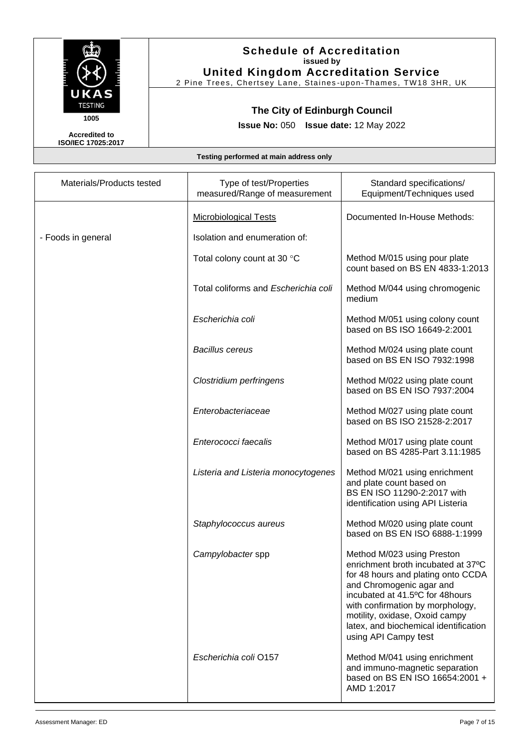# Schedule of Accreditation

issued by

**United Kingdom Accreditation Service**

2 Pine Trees, Chertsey Lane, Staines-upon-Thames, TW18 3HR, UK

**1005**

**Accredited to ISO/IEC 17025:2017**

## The City of Edinburgh Council

**Issue No:** 050 **Issue date:** 12 May 2022

**Testing performed at main address only**

| Materials/Products tested | Type of test/Properties measured/Range of measurement | Standard specifications/ Equipment/Techniques used |
|---|---|---|
| | Microbiological Tests | Documented In-House Methods: |
| - Foods in general | Isolation and enumeration of: | |
| | Total colony count at 30 °C | Method M/015 using pour plate count based on BS EN 4833-1:2013 |
| | Total coliforms and *Escherichia coli* | Method M/044 using chromogenic medium |
| | *Escherichia coli* | Method M/051 using colony count based on BS ISO 16649-2:2001 |
| | *Bacillus cereus* | Method M/024 using plate count based on BS EN ISO 7932:1998 |
| | *Clostridium perfringens* | Method M/022 using plate count based on BS EN ISO 7937:2004 |
| | *Enterobacteriaceae* | Method M/027 using plate count based on BS ISO 21528-2:2017 |
| | *Enterococci faecalis* | Method M/017 using plate count based on BS 4285-Part 3.11:1985 |
| | *Listeria and Listeria monocytogenes* | Method M/021 using enrichment and plate count based on BS EN ISO 11290-2:2017 with identification using API Listeria |
| | *Staphylococcus aureus* | Method M/020 using plate count based on BS EN ISO 6888-1:1999 |
| | *Campylobacter* spp | Method M/023 using Preston enrichment broth incubated at 37ºC for 48 hours and plating onto CCDA and Chromogenic agar and incubated at 41.5ºC for 48hours with confirmation by morphology, motility, oxidase, Oxoid campy latex, and biochemical identification using API Campy test |
| | *Escherichia coli* O157 | Method M/041 using enrichment and immuno-magnetic separation based on BS EN ISO 16654:2001 + AMD 1:2017 |

Assessment Manager: ED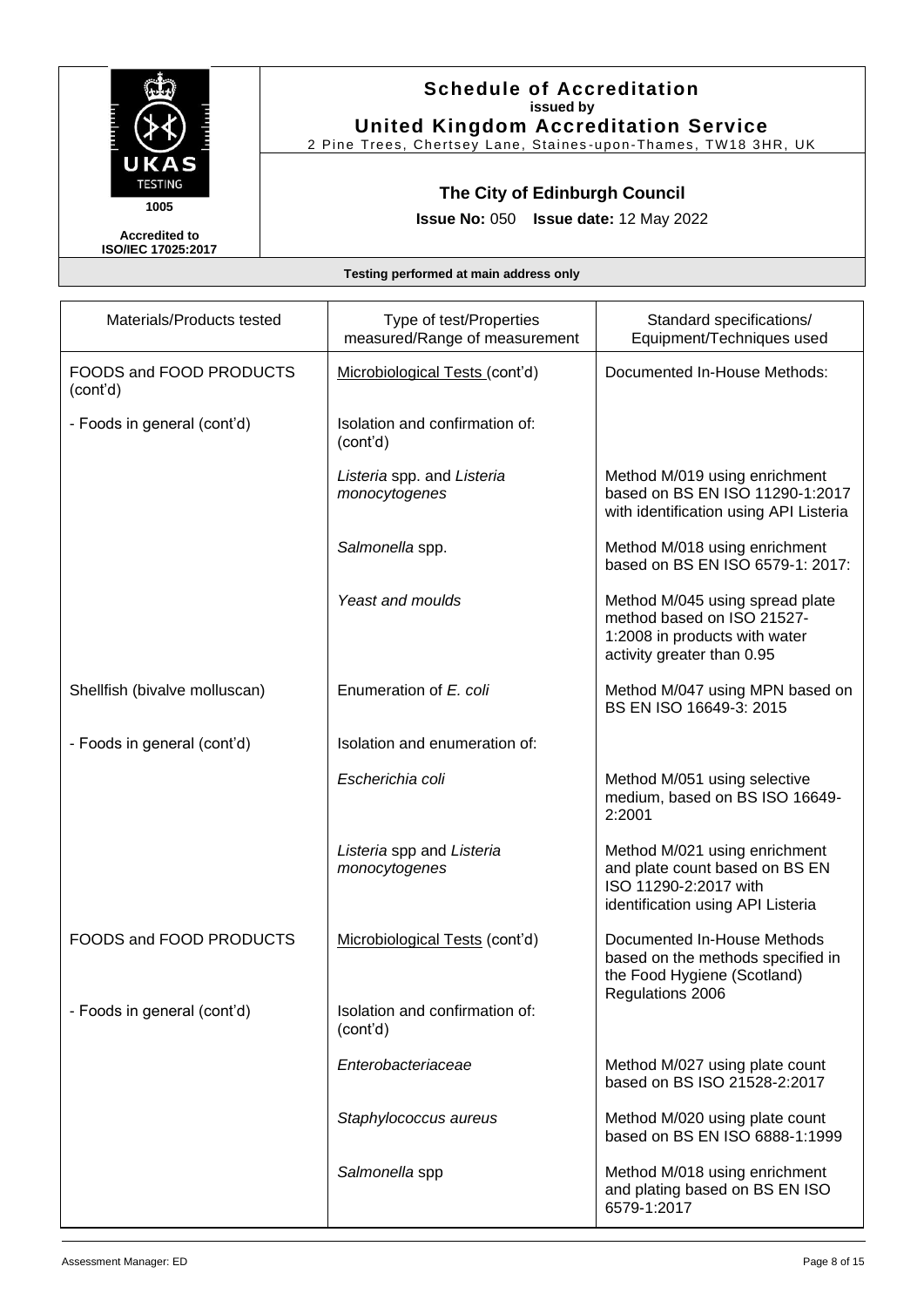**Schedule of Accreditation**
**issued by**
**United Kingdom Accreditation Service**
2 Pine Trees, Chertsey Lane, Staines-upon-Thames, TW18 3HR, UK

UKAS TESTING 1005

**Accredited to ISO/IEC 17025:2017**

**The City of Edinburgh Council**

**Issue No:** 050 **Issue date:** 12 May 2022

**Testing performed at main address only**

| Materials/Products tested | Type of test/Properties measured/Range of measurement | Standard specifications/ Equipment/Techniques used |
|---|---|---|
| FOODS and FOOD PRODUCTS (cont'd) | Microbiological Tests (cont'd) | Documented In-House Methods: |
| - Foods in general (cont'd) | Isolation and confirmation of: (cont'd) | |
| | *Listeria* spp. and *Listeria monocytogenes* | Method M/019 using enrichment based on BS EN ISO 11290-1:2017 with identification using API Listeria |
| | *Salmonella* spp. | Method M/018 using enrichment based on BS EN ISO 6579-1: 2017: |
| | *Yeast and moulds* | Method M/045 using spread plate method based on ISO 21527-1:2008 in products with water activity greater than 0.95 |
| Shellfish (bivalve molluscan) | Enumeration of *E. coli* | Method M/047 using MPN based on BS EN ISO 16649-3: 2015 |
| - Foods in general (cont'd) | Isolation and enumeration of: | |
| | *Escherichia coli* | Method M/051 using selective medium, based on BS ISO 16649-2:2001 |
| | *Listeria* spp and *Listeria monocytogenes* | Method M/021 using enrichment and plate count based on BS EN ISO 11290-2:2017 with identification using API Listeria |
| FOODS and FOOD PRODUCTS | Microbiological Tests (cont'd) | Documented In-House Methods based on the methods specified in the Food Hygiene (Scotland) Regulations 2006 |
| - Foods in general (cont'd) | Isolation and confirmation of: (cont'd) | |
| | *Enterobacteriaceae* | Method M/027 using plate count based on BS ISO 21528-2:2017 |
| | *Staphylococcus aureus* | Method M/020 using plate count based on BS EN ISO 6888-1:1999 |
| | *Salmonella* spp | Method M/018 using enrichment and plating based on BS EN ISO 6579-1:2017 |

Assessment Manager: ED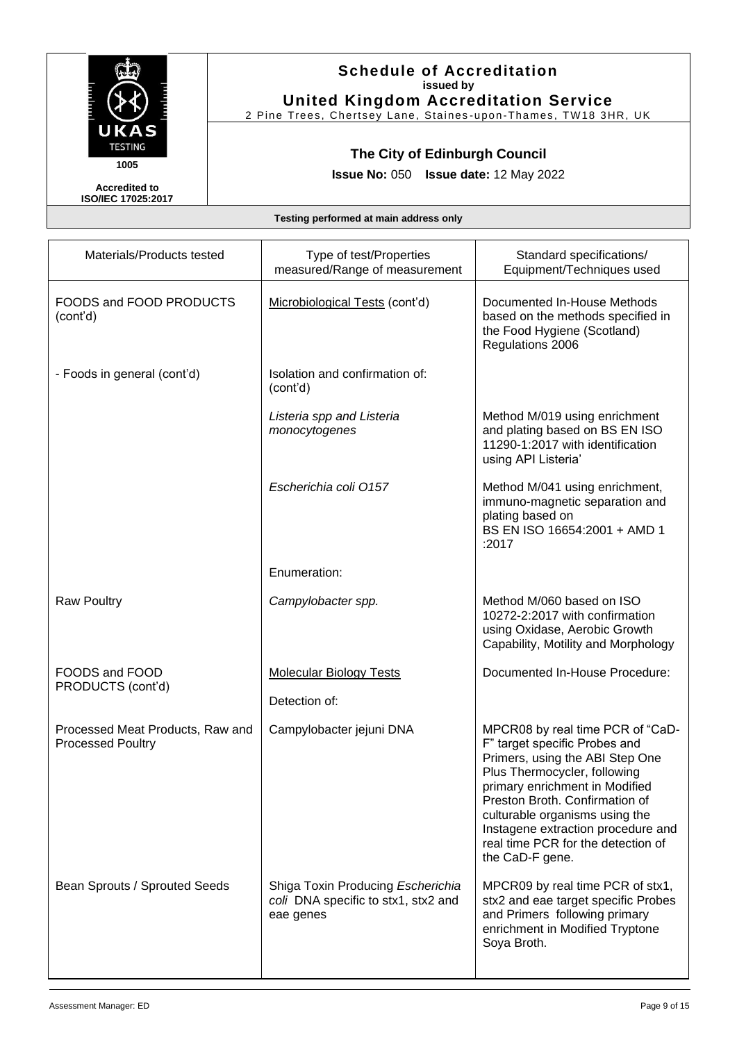# Schedule of Accreditation

**issued by**

**United Kingdom Accreditation Service**

2 Pine Trees, Chertsey Lane, Staines-upon-Thames, TW18 3HR, UK

UKAS TESTING 1005

Accredited to ISO/IEC 17025:2017

## The City of Edinburgh Council

**Issue No:** 050 **Issue date:** 12 May 2022

**Testing performed at main address only**

| Materials/Products tested | Type of test/Properties measured/Range of measurement | Standard specifications/ Equipment/Techniques used |
|---|---|---|
| FOODS and FOOD PRODUCTS (cont'd) | Microbiological Tests (cont'd) | Documented In-House Methods based on the methods specified in the Food Hygiene (Scotland) Regulations 2006 |
| - Foods in general (cont'd) | Isolation and confirmation of: (cont'd) | |
| | *Listeria spp and Listeria monocytogenes* | Method M/019 using enrichment and plating based on BS EN ISO 11290-1:2017 with identification using API Listeria' |
| | *Escherichia coli O157* | Method M/041 using enrichment, immuno-magnetic separation and plating based on BS EN ISO 16654:2001 + AMD 1 :2017 |
| | Enumeration: | |
| Raw Poultry | *Campylobacter spp.* | Method M/060 based on ISO 10272-2:2017 with confirmation using Oxidase, Aerobic Growth Capability, Motility and Morphology |
| FOODS and FOOD PRODUCTS (cont'd) | Molecular Biology Tests<br><br>Detection of: | Documented In-House Procedure: |
| Processed Meat Products, Raw and Processed Poultry | Campylobacter jejuni DNA | MPCR08 by real time PCR of "CaD-F" target specific Probes and Primers, using the ABI Step One Plus Thermocycler, following primary enrichment in Modified Preston Broth. Confirmation of culturable organisms using the Instagene extraction procedure and real time PCR for the detection of the CaD-F gene. |
| Bean Sprouts / Sprouted Seeds | Shiga Toxin Producing *Escherichia coli* DNA specific to stx1, stx2 and eae genes | MPCR09 by real time PCR of stx1, stx2 and eae target specific Probes and Primers following primary enrichment in Modified Tryptone Soya Broth. |

Assessment Manager: ED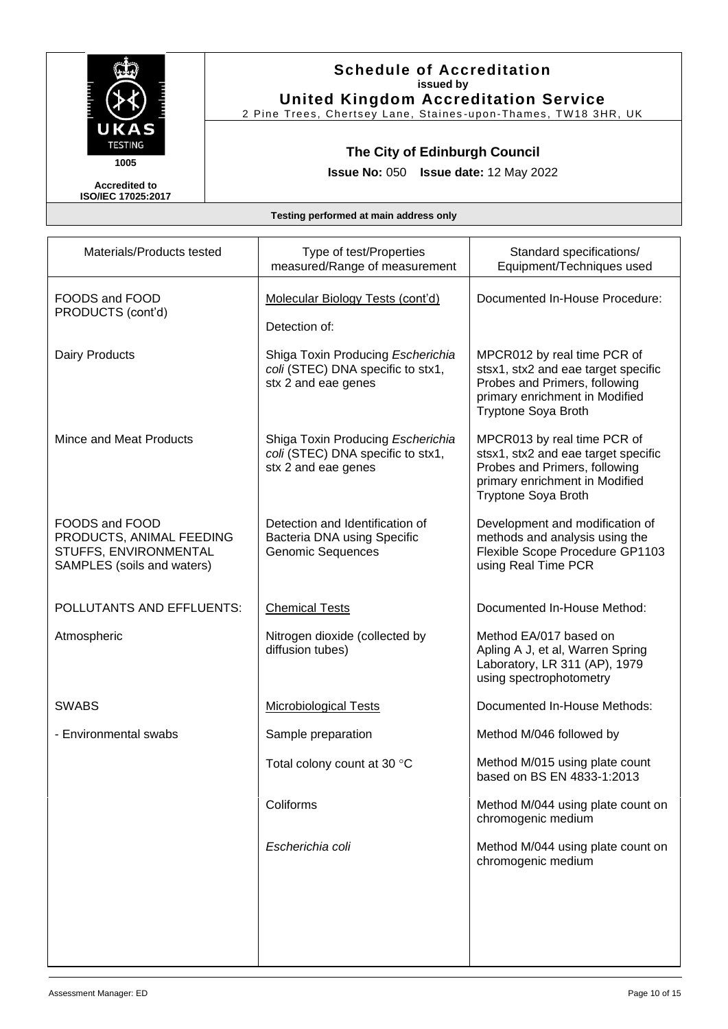# Schedule of Accreditation

**issued by**

**United Kingdom Accreditation Service**

2 Pine Trees, Chertsey Lane, Staines-upon-Thames, TW18 3HR, UK

UKAS TESTING 1005

**Accredited to ISO/IEC 17025:2017**

## The City of Edinburgh Council

**Issue No:** 050 **Issue date:** 12 May 2022

**Testing performed at main address only**

| Materials/Products tested | Type of test/Properties measured/Range of measurement | Standard specifications/ Equipment/Techniques used |
|---|---|---|
| FOODS and FOOD PRODUCTS (cont'd) | Molecular Biology Tests (cont'd) | Documented In-House Procedure: |
| | Detection of: | |
| Dairy Products | Shiga Toxin Producing *Escherichia coli* (STEC) DNA specific to stx1, stx 2 and eae genes | MPCR012 by real time PCR of stsx1, stx2 and eae target specific Probes and Primers, following primary enrichment in Modified Tryptone Soya Broth |
| Mince and Meat Products | Shiga Toxin Producing *Escherichia coli* (STEC) DNA specific to stx1, stx 2 and eae genes | MPCR013 by real time PCR of stsx1, stx2 and eae target specific Probes and Primers, following primary enrichment in Modified Tryptone Soya Broth |
| FOODS and FOOD PRODUCTS, ANIMAL FEEDING STUFFS, ENVIRONMENTAL SAMPLES (soils and waters) | Detection and Identification of Bacteria DNA using Specific Genomic Sequences | Development and modification of methods and analysis using the Flexible Scope Procedure GP1103 using Real Time PCR |
| POLLUTANTS AND EFFLUENTS: | Chemical Tests | Documented In-House Method: |
| Atmospheric | Nitrogen dioxide (collected by diffusion tubes) | Method EA/017 based on Apling A J, et al, Warren Spring Laboratory, LR 311 (AP), 1979 using spectrophotometry |
| SWABS | Microbiological Tests | Documented In-House Methods: |
| - Environmental swabs | Sample preparation | Method M/046 followed by |
| | Total colony count at 30 °C | Method M/015 using plate count based on BS EN 4833-1:2013 |
| | Coliforms | Method M/044 using plate count on chromogenic medium |
| | *Escherichia coli* | Method M/044 using plate count on chromogenic medium |

Assessment Manager: ED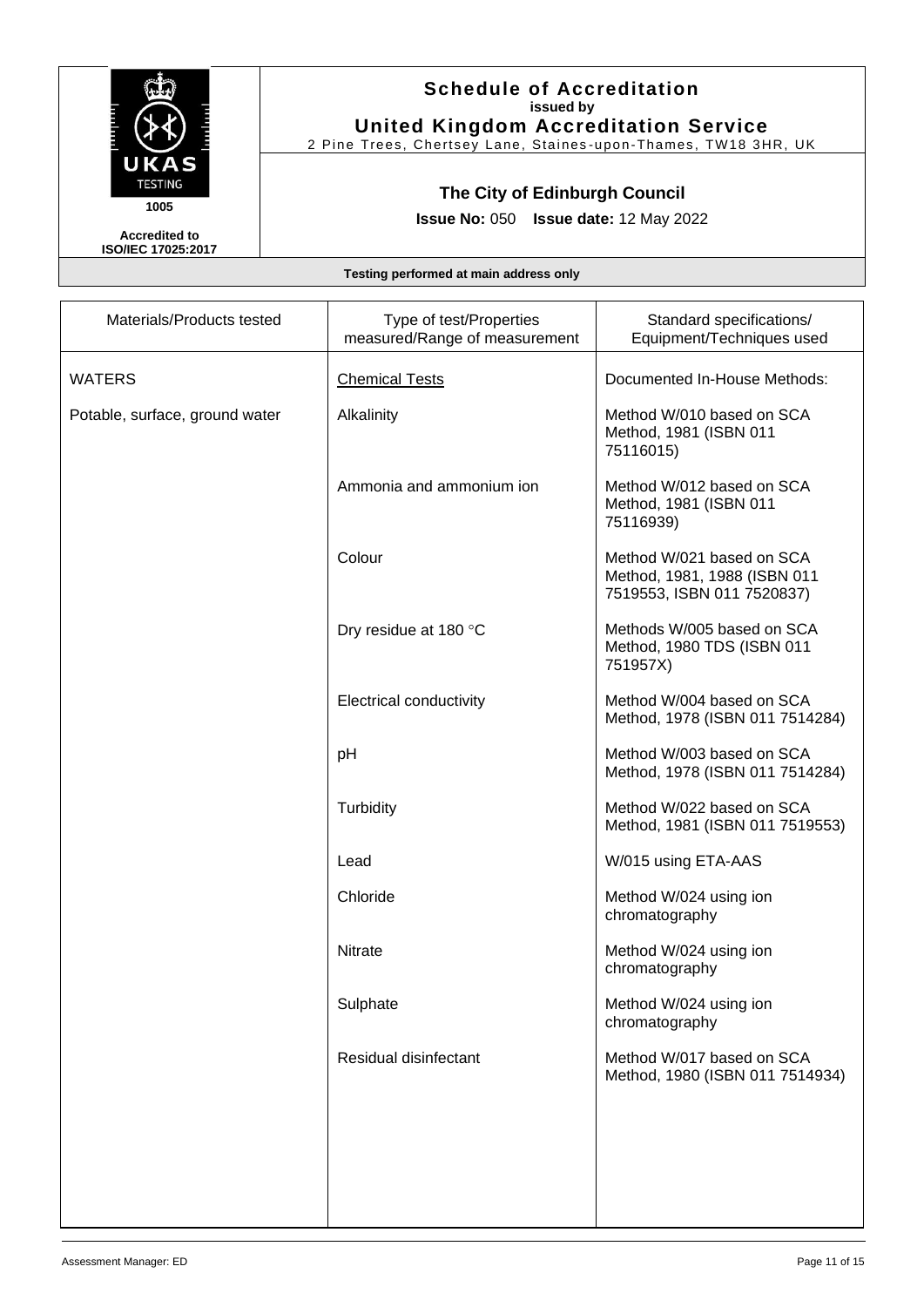# Schedule of Accreditation

**issued by**

**United Kingdom Accreditation Service**

2 Pine Trees, Chertsey Lane, Staines-upon-Thames, TW18 3HR, UK

UKAS TESTING 1005

**Accredited to ISO/IEC 17025:2017**

## The City of Edinburgh Council

**Issue No:** 050 **Issue date:** 12 May 2022

**Testing performed at main address only**

| Materials/Products tested | Type of test/Properties measured/Range of measurement | Standard specifications/ Equipment/Techniques used |
|---|---|---|
| WATERS | Chemical Tests | Documented In-House Methods: |
| Potable, surface, ground water | Alkalinity | Method W/010 based on SCA Method, 1981 (ISBN 011 75116015) |
| | Ammonia and ammonium ion | Method W/012 based on SCA Method, 1981 (ISBN 011 75116939) |
| | Colour | Method W/021 based on SCA Method, 1981, 1988 (ISBN 011 7519553, ISBN 011 7520837) |
| | Dry residue at 180 °C | Methods W/005 based on SCA Method, 1980 TDS (ISBN 011 751957X) |
| | Electrical conductivity | Method W/004 based on SCA Method, 1978 (ISBN 011 7514284) |
| | pH | Method W/003 based on SCA Method, 1978 (ISBN 011 7514284) |
| | Turbidity | Method W/022 based on SCA Method, 1981 (ISBN 011 7519553) |
| | Lead | W/015 using ETA-AAS |
| | Chloride | Method W/024 using ion chromatography |
| | Nitrate | Method W/024 using ion chromatography |
| | Sulphate | Method W/024 using ion chromatography |
| | Residual disinfectant | Method W/017 based on SCA Method, 1980 (ISBN 011 7514934) |

Assessment Manager: ED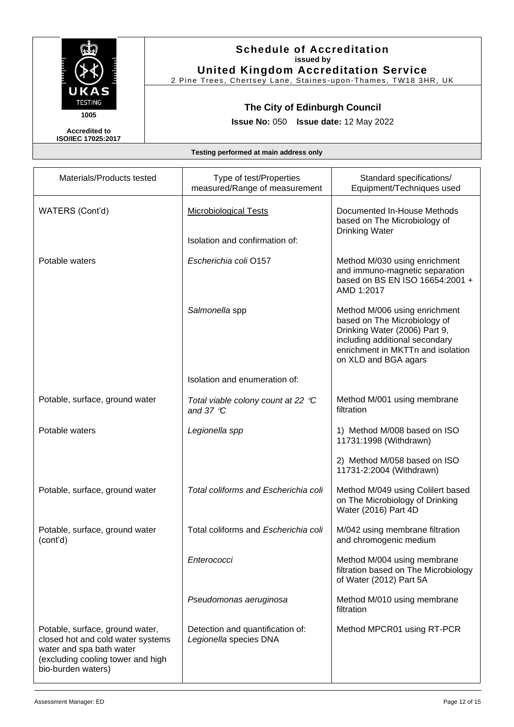**Schedule of Accreditation**
**issued by**
**United Kingdom Accreditation Service**
2 Pine Trees, Chertsey Lane, Staines-upon-Thames, TW18 3HR, UK

UKAS TESTING 1005

**Accredited to ISO/IEC 17025:2017**

**The City of Edinburgh Council**

**Issue No:** 050 **Issue date:** 12 May 2022

**Testing performed at main address only**

| Materials/Products tested | Type of test/Properties measured/Range of measurement | Standard specifications/ Equipment/Techniques used |
|---|---|---|
| WATERS (Cont'd) | Microbiological Tests<br><br>Isolation and confirmation of: | Documented In-House Methods based on The Microbiology of Drinking Water |
| Potable waters | *Escherichia coli* O157 | Method M/030 using enrichment and immuno-magnetic separation based on BS EN ISO 16654:2001 + AMD 1:2017 |
| | *Salmonella* spp | Method M/006 using enrichment based on The Microbiology of Drinking Water (2006) Part 9, including additional secondary enrichment in MKTTn and isolation on XLD and BGA agars |
| | Isolation and enumeration of: | |
| Potable, surface, ground water | *Total viable colony count at 22 ℃ and 37 ℃* | Method M/001 using membrane filtration |
| Potable waters | *Legionella spp* | 1) Method M/008 based on ISO 11731:1998 (Withdrawn)<br><br>2) Method M/058 based on ISO 11731-2:2004 (Withdrawn) |
| Potable, surface, ground water | *Total coliforms and Escherichia coli* | Method M/049 using Colilert based on The Microbiology of Drinking Water (2016) Part 4D |
| Potable, surface, ground water (cont'd) | Total coliforms and *Escherichia coli* | M/042 using membrane filtration and chromogenic medium |
| | *Enterococci* | Method M/004 using membrane filtration based on The Microbiology of Water (2012) Part 5A |
| | *Pseudomonas aeruginosa* | Method M/010 using membrane filtration |
| Potable, surface, ground water, closed hot and cold water systems water and spa bath water (excluding cooling tower and high bio-burden waters) | Detection and quantification of: *Legionella* species DNA | Method MPCR01 using RT-PCR |

Assessment Manager: ED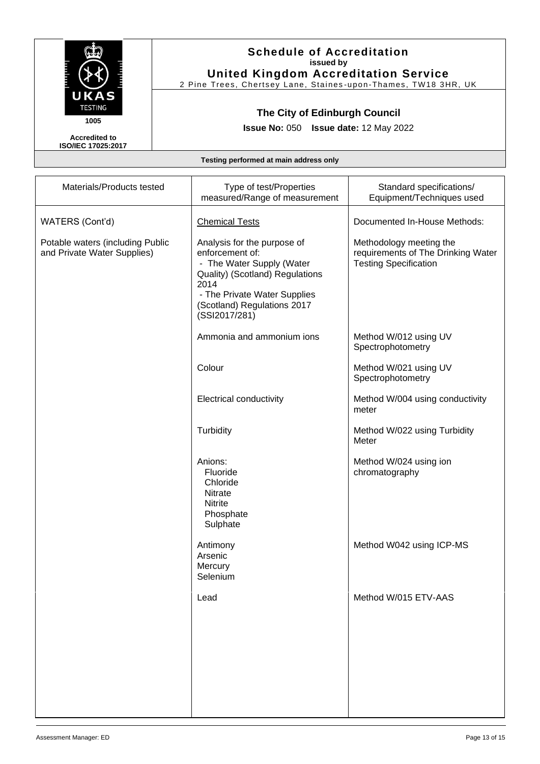# Schedule of Accreditation

**issued by**

**United Kingdom Accreditation Service**

2 Pine Trees, Chertsey Lane, Staines-upon-Thames, TW18 3HR, UK

UKAS TESTING

1005

**Accredited to ISO/IEC 17025:2017**

## The City of Edinburgh Council

**Issue No:** 050 **Issue date:** 12 May 2022

**Testing performed at main address only**

| Materials/Products tested | Type of test/Properties measured/Range of measurement | Standard specifications/ Equipment/Techniques used |
|---|---|---|
| WATERS (Cont'd) | Chemical Tests | Documented In-House Methods: |
| Potable waters (including Public and Private Water Supplies) | Analysis for the purpose of enforcement of:<br>- The Water Supply (Water Quality) (Scotland) Regulations 2014<br>- The Private Water Supplies (Scotland) Regulations 2017 (SSI2017/281) | Methodology meeting the requirements of The Drinking Water Testing Specification |
| | Ammonia and ammonium ions | Method W/012 using UV Spectrophotometry |
| | Colour | Method W/021 using UV Spectrophotometry |
| | Electrical conductivity | Method W/004 using conductivity meter |
| | Turbidity | Method W/022 using Turbidity Meter |
| | Anions:<br>Fluoride<br>Chloride<br>Nitrate<br>Nitrite<br>Phosphate<br>Sulphate | Method W/024 using ion chromatography |
| | Antimony<br>Arsenic<br>Mercury<br>Selenium | Method W042 using ICP-MS |
| | Lead | Method W/015 ETV-AAS |

Assessment Manager: ED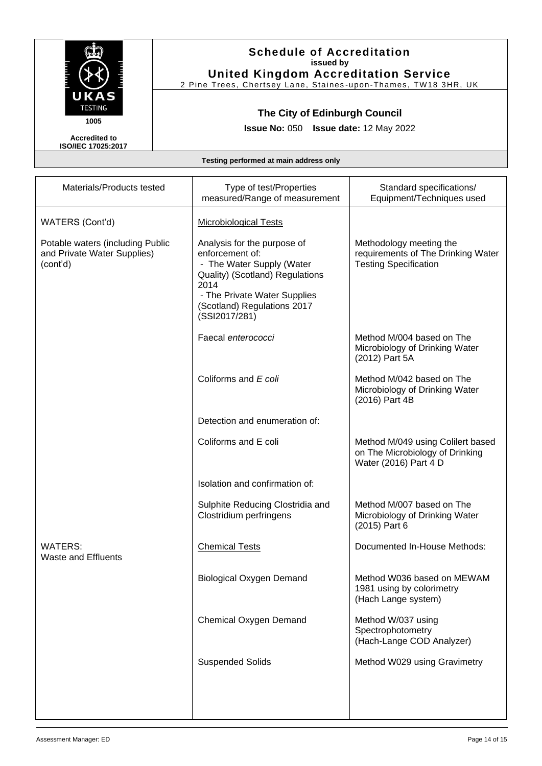**Schedule of Accreditation**
**issued by**
**United Kingdom Accreditation Service**
2 Pine Trees, Chertsey Lane, Staines-upon-Thames, TW18 3HR, UK

UKAS TESTING 1005

Accredited to ISO/IEC 17025:2017

**The City of Edinburgh Council**

**Issue No:** 050 **Issue date:** 12 May 2022

**Testing performed at main address only**

| Materials/Products tested | Type of test/Properties measured/Range of measurement | Standard specifications/ Equipment/Techniques used |
|---|---|---|
| WATERS (Cont'd) | Microbiological Tests | |
| Potable waters (including Public and Private Water Supplies) (cont'd) | Analysis for the purpose of enforcement of:<br>- The Water Supply (Water Quality) (Scotland) Regulations 2014<br>- The Private Water Supplies (Scotland) Regulations 2017 (SSI2017/281) | Methodology meeting the requirements of The Drinking Water Testing Specification |
| | Faecal *enterococci* | Method M/004 based on The Microbiology of Drinking Water (2012) Part 5A |
| | Coliforms and *E coli* | Method M/042 based on The Microbiology of Drinking Water (2016) Part 4B |
| | Detection and enumeration of: | |
| | Coliforms and E coli | Method M/049 using Colilert based on The Microbiology of Drinking Water (2016) Part 4 D |
| | Isolation and confirmation of: | |
| | Sulphite Reducing Clostridia and Clostridium perfringens | Method M/007 based on The Microbiology of Drinking Water (2015) Part 6 |
| WATERS:<br>Waste and Effluents | Chemical Tests | Documented In-House Methods: |
| | Biological Oxygen Demand | Method W036 based on MEWAM 1981 using by colorimetry (Hach Lange system) |
| | Chemical Oxygen Demand | Method W/037 using Spectrophotometry (Hach-Lange COD Analyzer) |
| | Suspended Solids | Method W029 using Gravimetry |

Assessment Manager: ED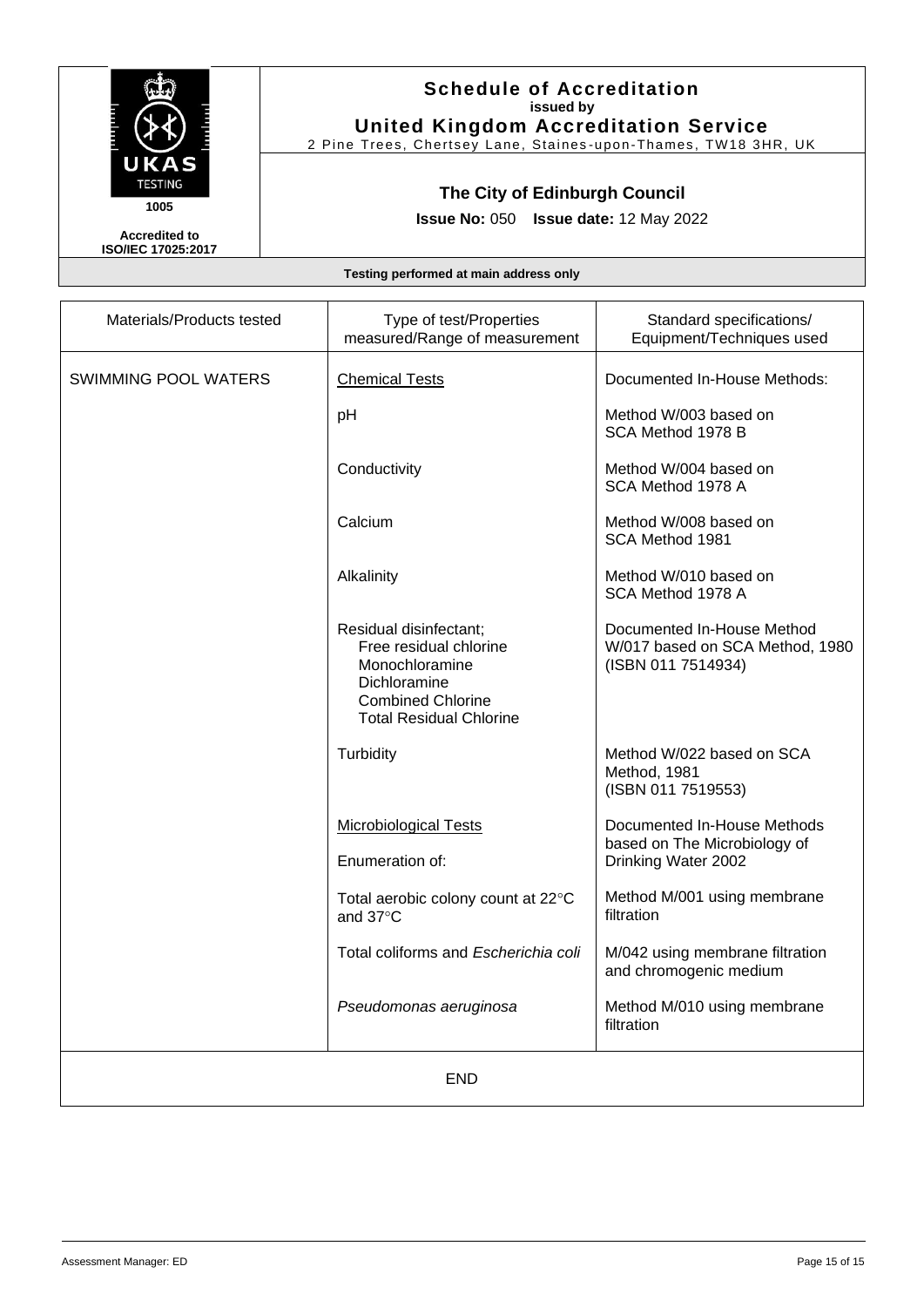**Schedule of Accreditation**
**issued by**
**United Kingdom Accreditation Service**
2 Pine Trees, Chertsey Lane, Staines-upon-Thames, TW18 3HR, UK

UKAS TESTING
1005

**Accredited to ISO/IEC 17025:2017**

**The City of Edinburgh Council**

**Issue No:** 050 **Issue date:** 12 May 2022

**Testing performed at main address only**

| Materials/Products tested | Type of test/Properties measured/Range of measurement | Standard specifications/ Equipment/Techniques used |
|---|---|---|
| SWIMMING POOL WATERS | Chemical Tests | Documented In-House Methods: |
| | pH | Method W/003 based on SCA Method 1978 B |
| | Conductivity | Method W/004 based on SCA Method 1978 A |
| | Calcium | Method W/008 based on SCA Method 1981 |
| | Alkalinity | Method W/010 based on SCA Method 1978 A |
| | Residual disinfectant; Free residual chlorine, Monochloramine, Dichloramine, Combined Chlorine, Total Residual Chlorine | Documented In-House Method W/017 based on SCA Method, 1980 (ISBN 011 7514934) |
| | Turbidity | Method W/022 based on SCA Method, 1981 (ISBN 011 7519553) |
| | Microbiological Tests | Documented In-House Methods based on The Microbiology of Drinking Water 2002 |
| | Enumeration of: | |
| | Total aerobic colony count at 22°C and 37°C | Method M/001 using membrane filtration |
| | Total coliforms and *Escherichia coli* | M/042 using membrane filtration and chromogenic medium |
| | *Pseudomonas aeruginosa* | Method M/010 using membrane filtration |

END

Assessment Manager: ED